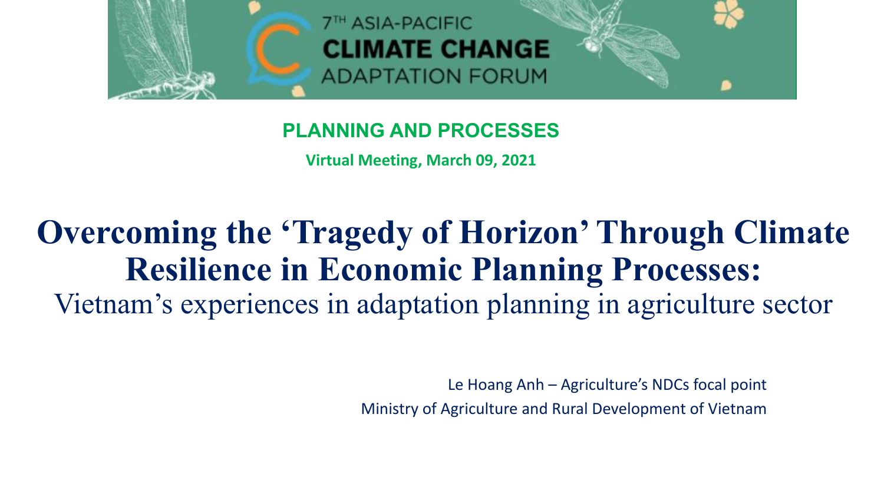7[TH] ASIA-PACIFIC
**CLIMATE CHANGE**
ADAPTATION FORUM

**PLANNING AND PROCESSES**

**Virtual Meeting, March 09, 2021**

# Overcoming the 'Tragedy of Horizon' Through Climate Resilience in Economic Planning Processes:

## Vietnam's experiences in adaptation planning in agriculture sector

Le Hoang Anh – Agriculture's NDCs focal point
Ministry of Agriculture and Rural Development of Vietnam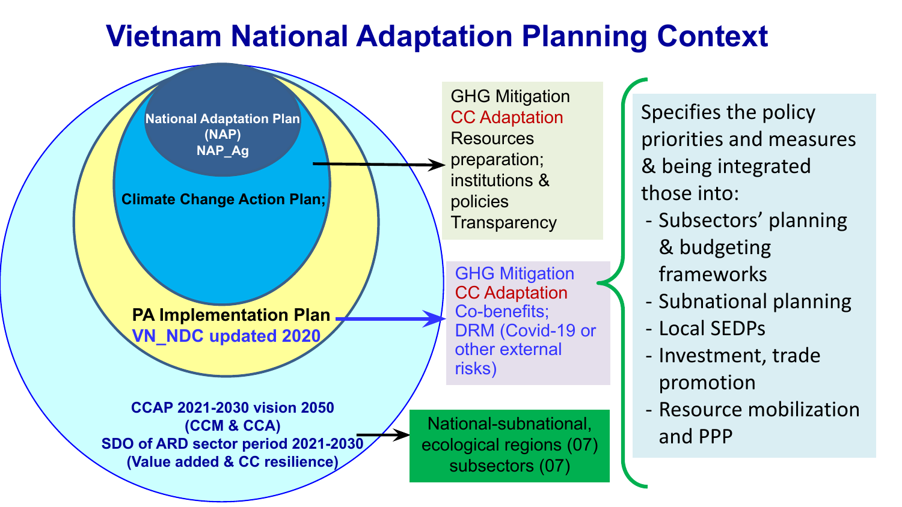# Vietnam National Adaptation Planning Context

National Adaptation Plan (NAP)
NAP_Ag

Climate Change Action Plan;

PA Implementation Plan
VN_NDC updated 2020

CCAP 2021-2030 vision 2050
(CCM & CCA)
SDO of ARD sector period 2021-2030
(Value added & CC resilience)

GHG Mitigation
CC Adaptation
Resources preparation;
institutions & policies
Transparency

GHG Mitigation
CC Adaptation
Co-benefits;
DRM (Covid-19 or other external risks)

National-subnational,
ecological regions (07)
subsectors (07)

Specifies the policy priorities and measures & being integrated those into:

- Subsectors' planning & budgeting frameworks
- Subnational planning
- Local SEDPs
- Investment, trade promotion
- Resource mobilization and PPP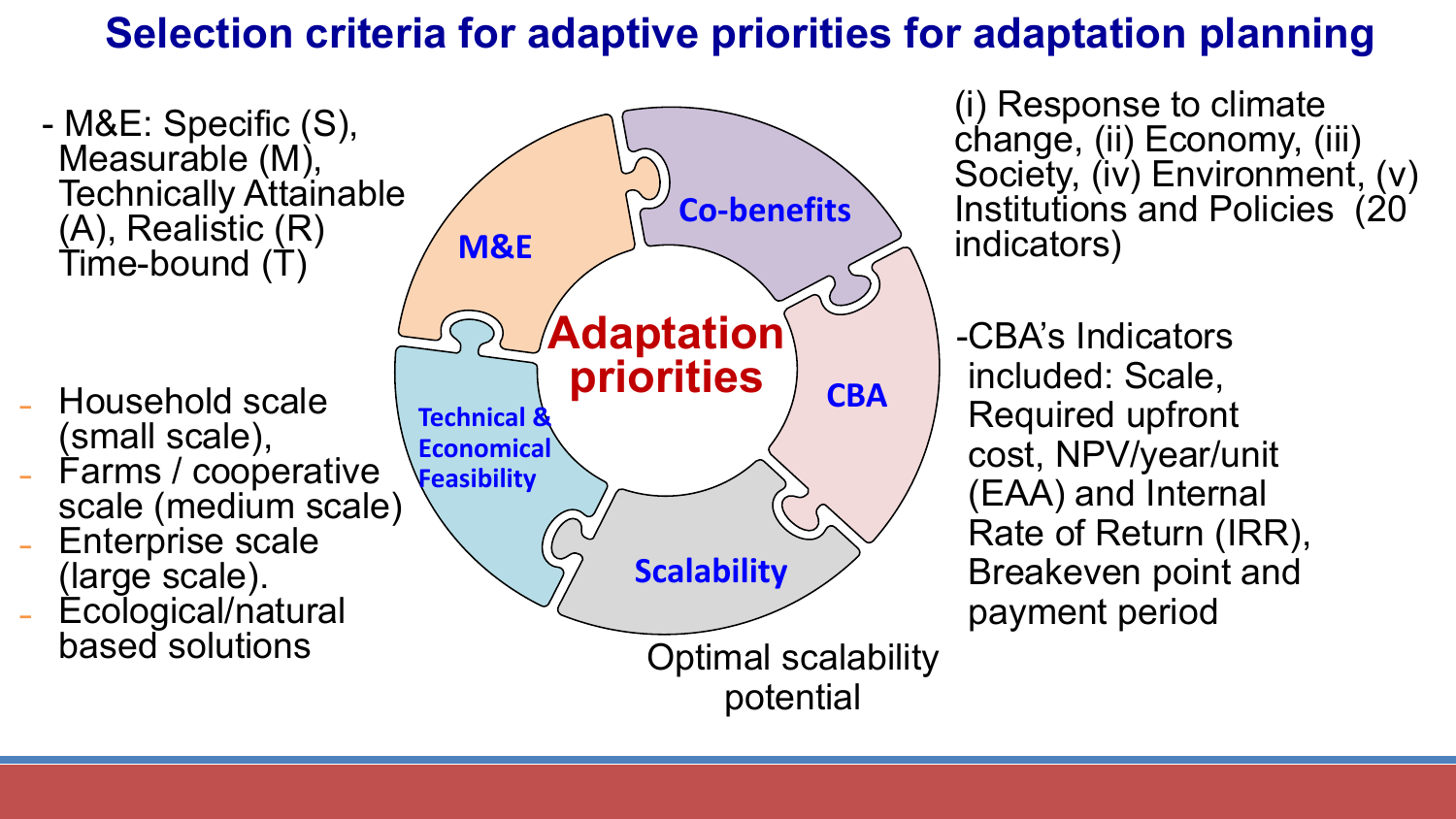# Selection criteria for adaptive priorities for adaptation planning

**Adaptation priorities**

**M&E**

- M&E: Specific (S), Measurable (M), Technically Attainable (A), Realistic (R) Time-bound (T)

**Co-benefits**

(i) Response to climate change, (ii) Economy, (iii) Society, (iv) Environment, (v) Institutions and Policies (20 indicators)

**CBA**

- CBA's Indicators included: Scale, Required upfront cost, NPV/year/unit (EAA) and Internal Rate of Return (IRR), Breakeven point and payment period

**Scalability**

Optimal scalability potential

**Technical & Economical Feasibility**

- Household scale (small scale),
- Farms / cooperative scale (medium scale)
- Enterprise scale (large scale).
- Ecological/natural based solutions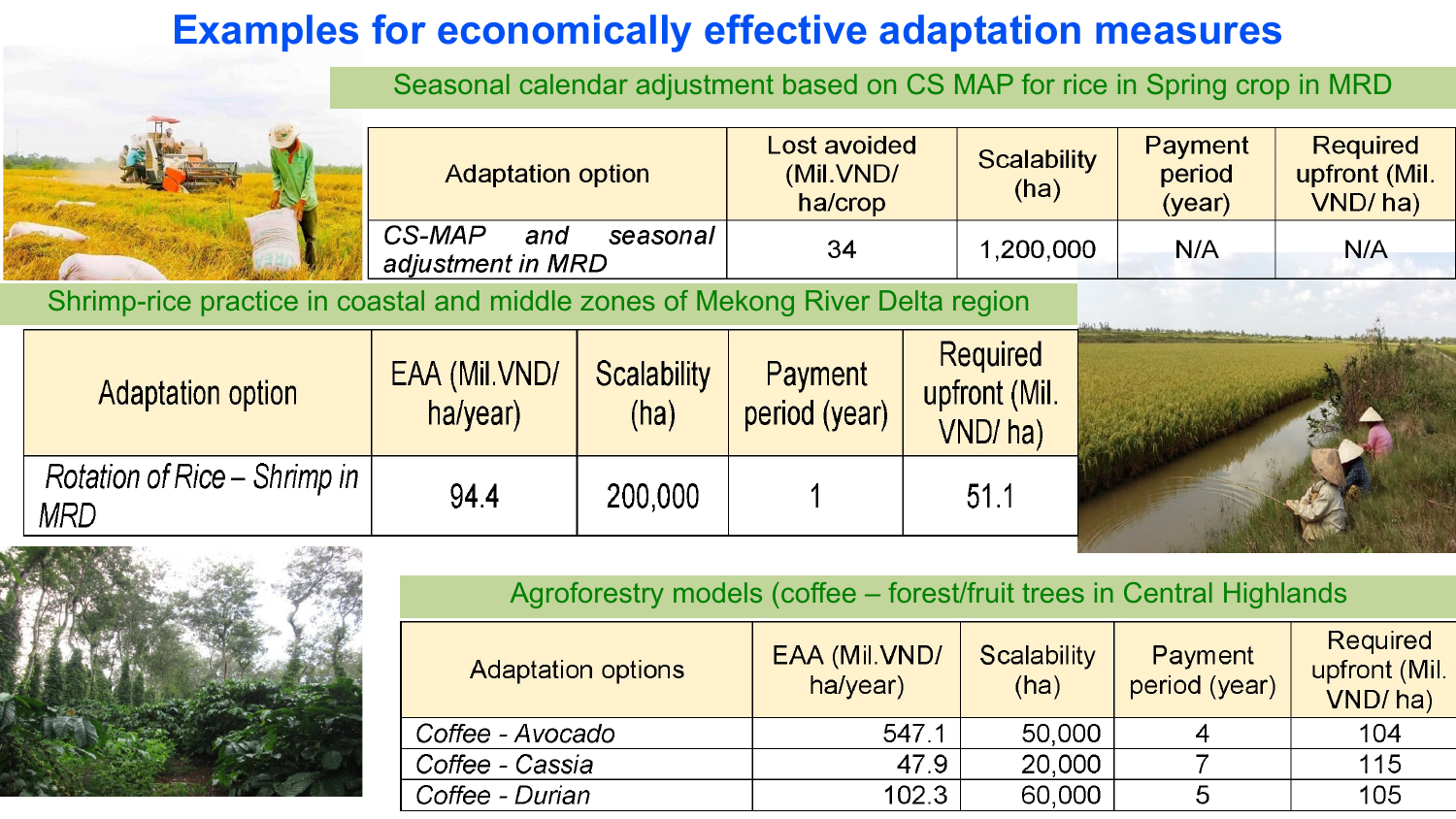# Examples for economically effective adaptation measures

## Seasonal calendar adjustment based on CS MAP for rice in Spring crop in MRD

| Adaptation option | Lost avoided (Mil.VND/ ha/crop | Scalability (ha) | Payment period (year) | Required upfront (Mil. VND/ ha) |
|---|---|---|---|---|
| *CS-MAP and seasonal adjustment in MRD* | 34 | 1,200,000 | N/A | N/A |

## Shrimp-rice practice in coastal and middle zones of Mekong River Delta region

| Adaptation option | EAA (Mil.VND/ ha/year) | Scalability (ha) | Payment period (year) | Required upfront (Mil. VND/ ha) |
|---|---|---|---|---|
| *Rotation of Rice – Shrimp in MRD* | 94.4 | 200,000 | 1 | 51.1 |

## Agroforestry models (coffee – forest/fruit trees in Central Highlands

| Adaptation options | EAA (Mil.VND/ ha/year) | Scalability (ha) | Payment period (year) | Required upfront (Mil. VND/ ha) |
|---|---|---|---|---|
| *Coffee - Avocado* | 547.1 | 50,000 | 4 | 104 |
| *Coffee - Cassia* | 47.9 | 20,000 | 7 | 115 |
| *Coffee - Durian* | 102.3 | 60,000 | 5 | 105 |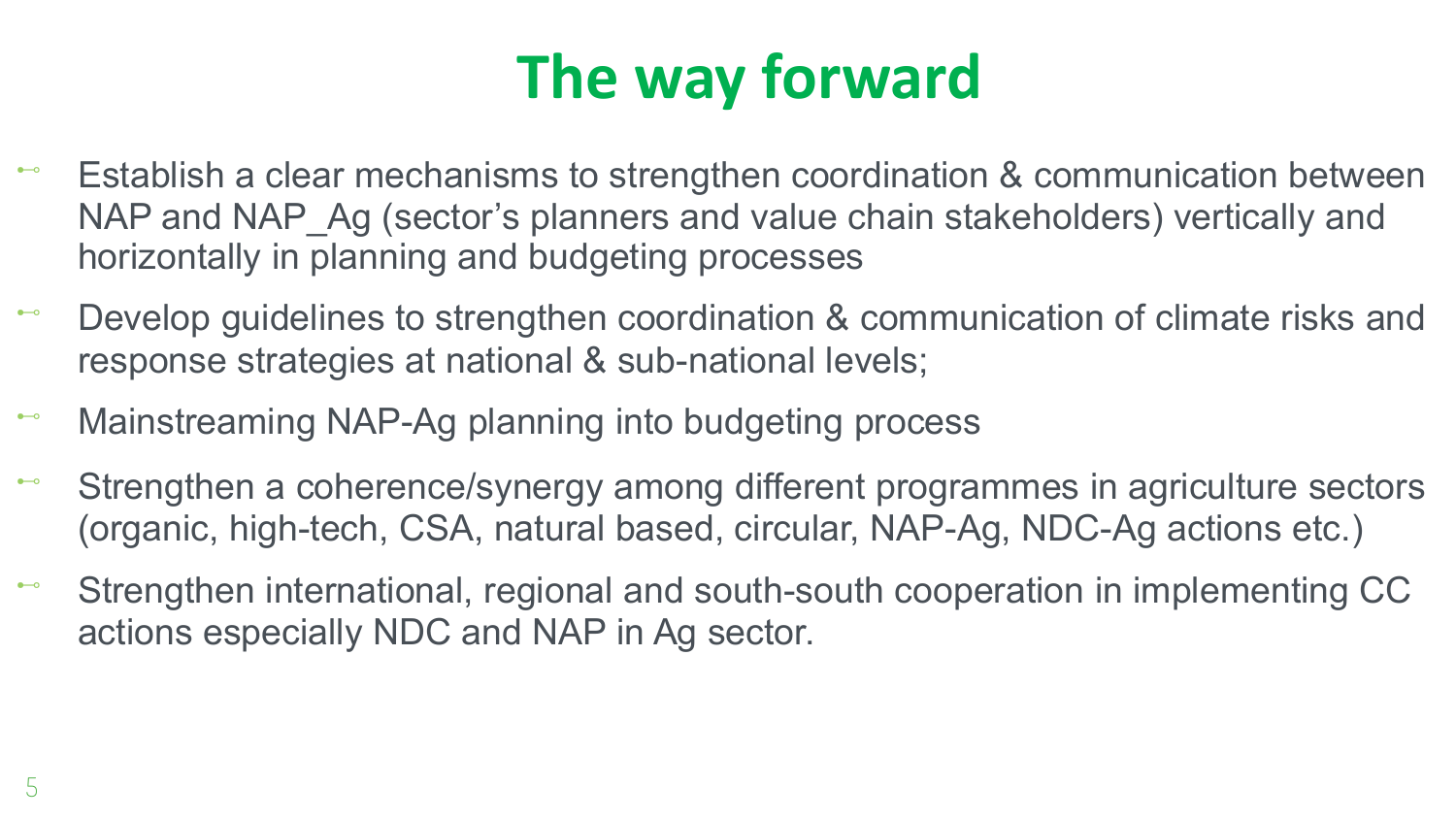# The way forward

- Establish a clear mechanisms to strengthen coordination & communication between NAP and NAP_Ag (sector's planners and value chain stakeholders) vertically and horizontally in planning and budgeting processes
- Develop guidelines to strengthen coordination & communication of climate risks and response strategies at national & sub-national levels;
- Mainstreaming NAP-Ag planning into budgeting process
- Strengthen a coherence/synergy among different programmes in agriculture sectors (organic, high-tech, CSA, natural based, circular, NAP-Ag, NDC-Ag actions etc.)
- Strengthen international, regional and south-south cooperation in implementing CC actions especially NDC and NAP in Ag sector.